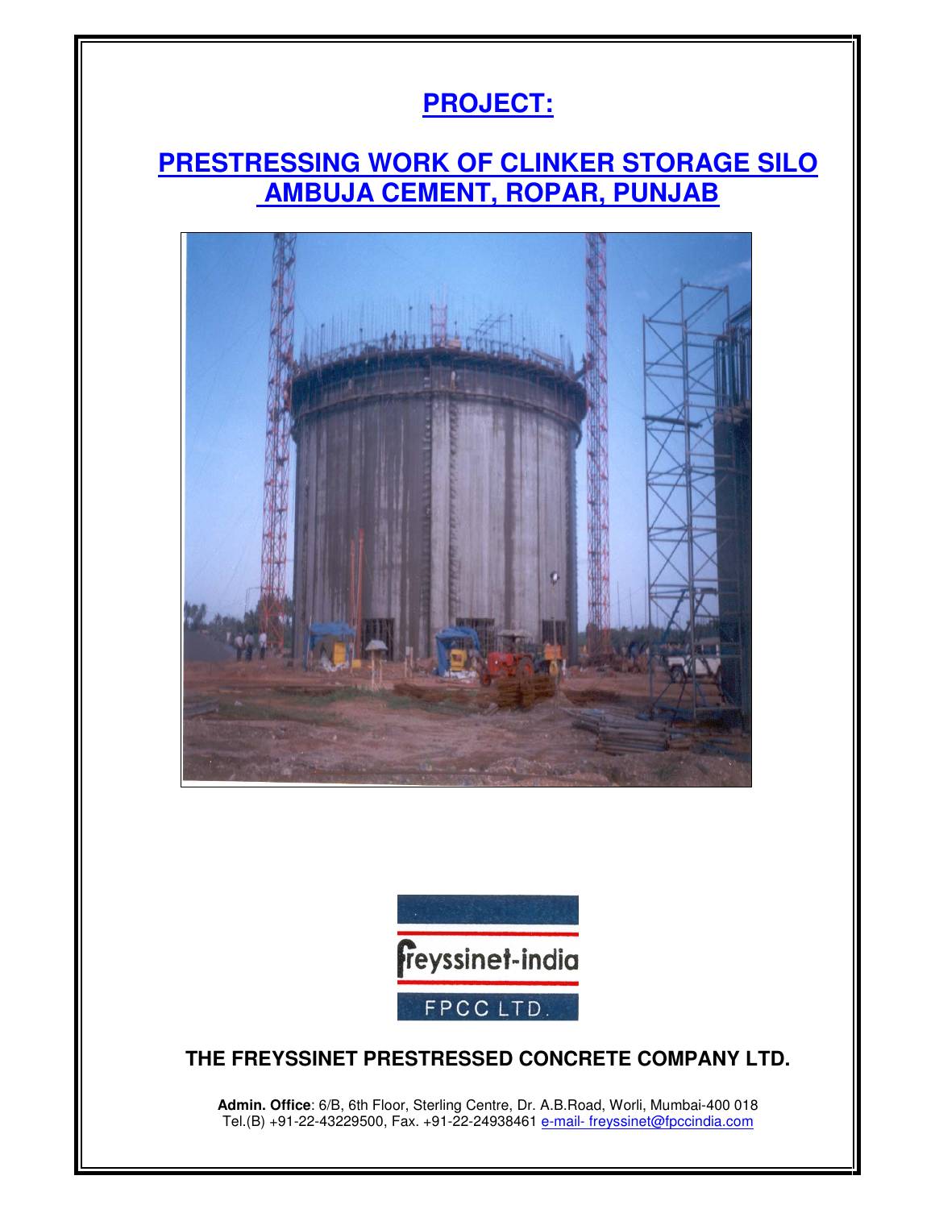# PROJECT:

## PRESTRESSING WORK OF CLINKER STORAGE SILO AMBUJA CEMENT, ROPAR, PUNJAB

freyssinet-india

FPCC LTD.

**THE FREYSSINET PRESTRESSED CONCRETE COMPANY LTD.**

**Admin. Office**: 6/B, 6th Floor, Sterling Centre, Dr. A.B.Road, Worli, Mumbai-400 018
Tel.(B) +91-22-43229500, Fax. +91-22-24938461 e-mail- freyssinet@fpccindia.com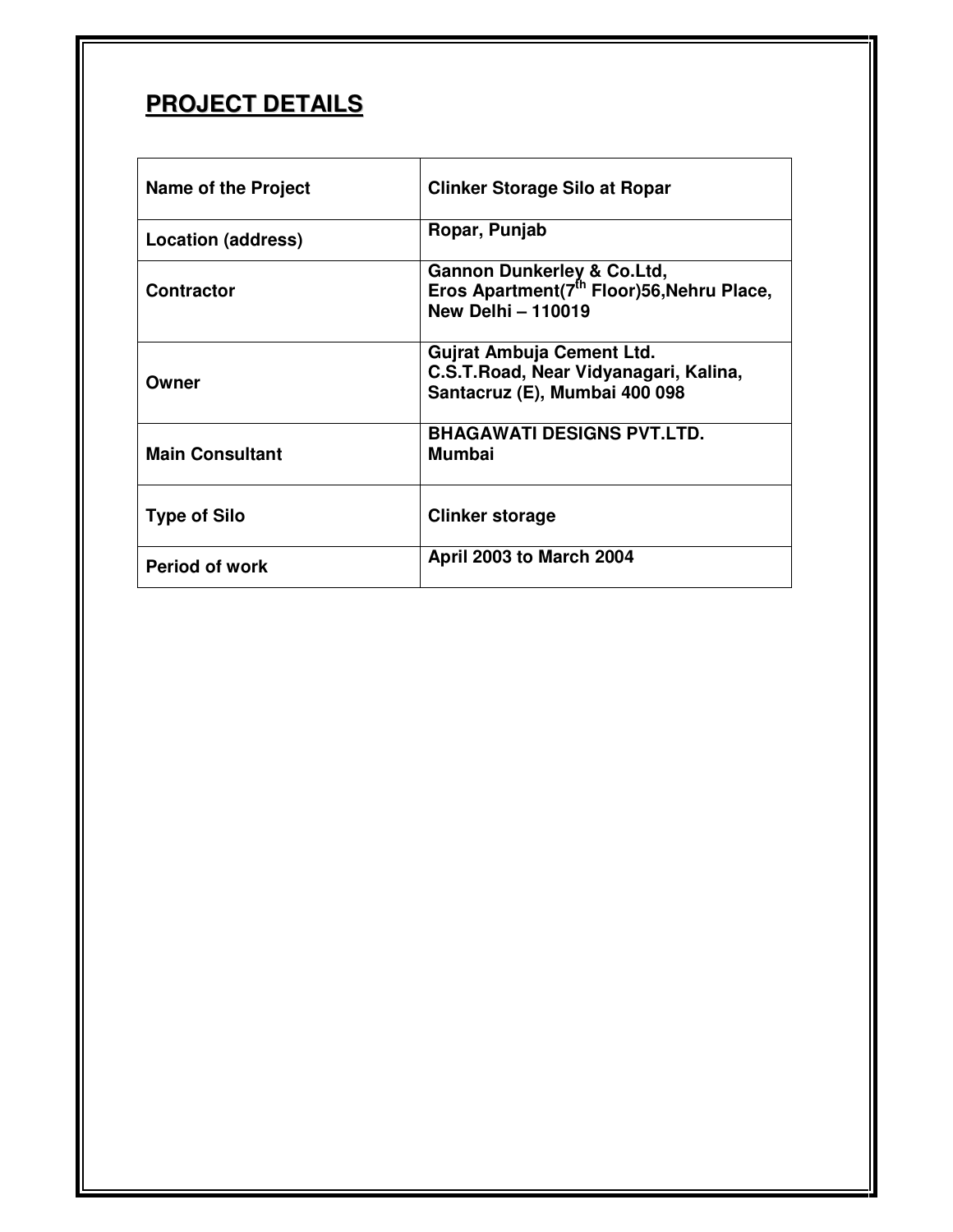## PROJECT DETAILS

| | |
|---|---|
| **Name of the Project** | **Clinker Storage Silo at Ropar** |
| **Location (address)** | **Ropar, Punjab** |
| **Contractor** | **Gannon Dunkerley & Co.Ltd,<br>Eros Apartment(7th Floor)56,Nehru Place,<br>New Delhi – 110019** |
| **Owner** | **Gujrat Ambuja Cement Ltd.<br>C.S.T.Road, Near Vidyanagari, Kalina,<br>Santacruz (E), Mumbai 400 098** |
| **Main Consultant** | **BHAGAWATI DESIGNS PVT.LTD.<br>Mumbai** |
| **Type of Silo** | **Clinker storage** |
| **Period of work** | **April 2003 to March 2004** |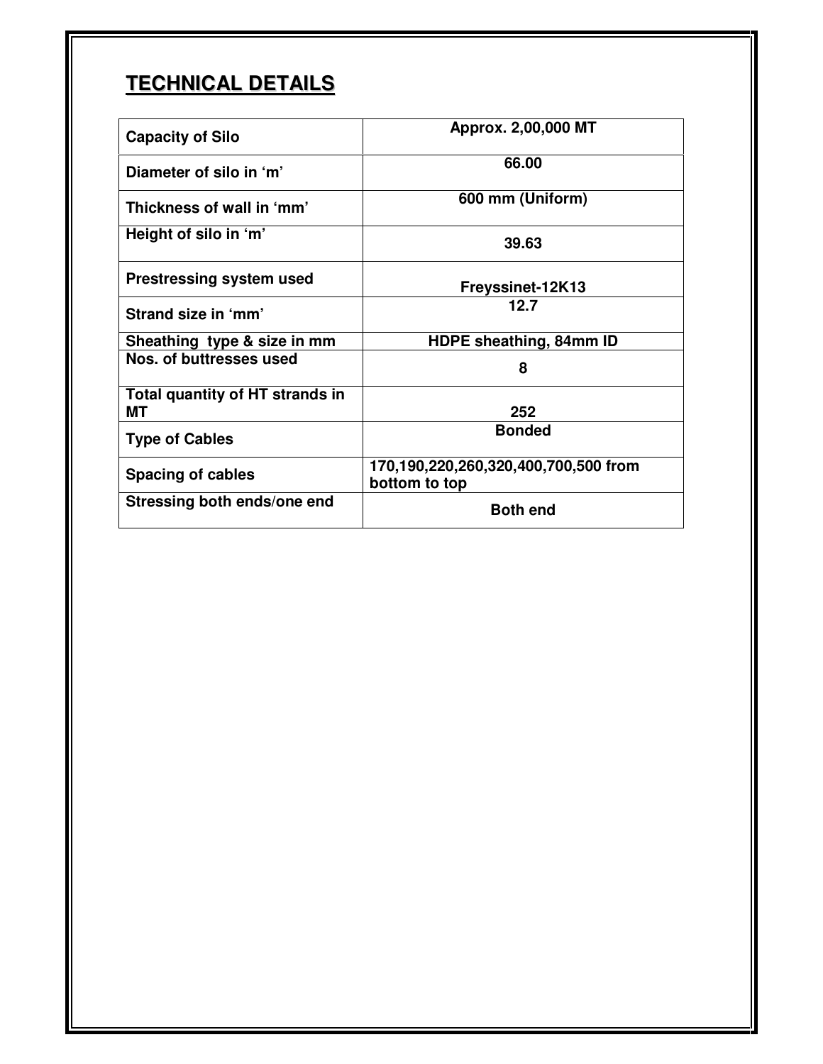## TECHNICAL DETAILS

| | |
|---|---|
| **Capacity of Silo** | **Approx. 2,00,000 MT** |
| **Diameter of silo in 'm'** | **66.00** |
| **Thickness of wall in 'mm'** | **600 mm (Uniform)** |
| **Height of silo in 'm'** | **39.63** |
| **Prestressing system used** | **Freyssinet-12K13** |
| **Strand size in 'mm'** | **12.7** |
| **Sheathing type & size in mm** | **HDPE sheathing, 84mm ID** |
| **Nos. of buttresses used** | **8** |
| **Total quantity of HT strands in MT** | **252** |
| **Type of Cables** | **Bonded** |
| **Spacing of cables** | **170,190,220,260,320,400,700,500 from bottom to top** |
| **Stressing both ends/one end** | **Both end** |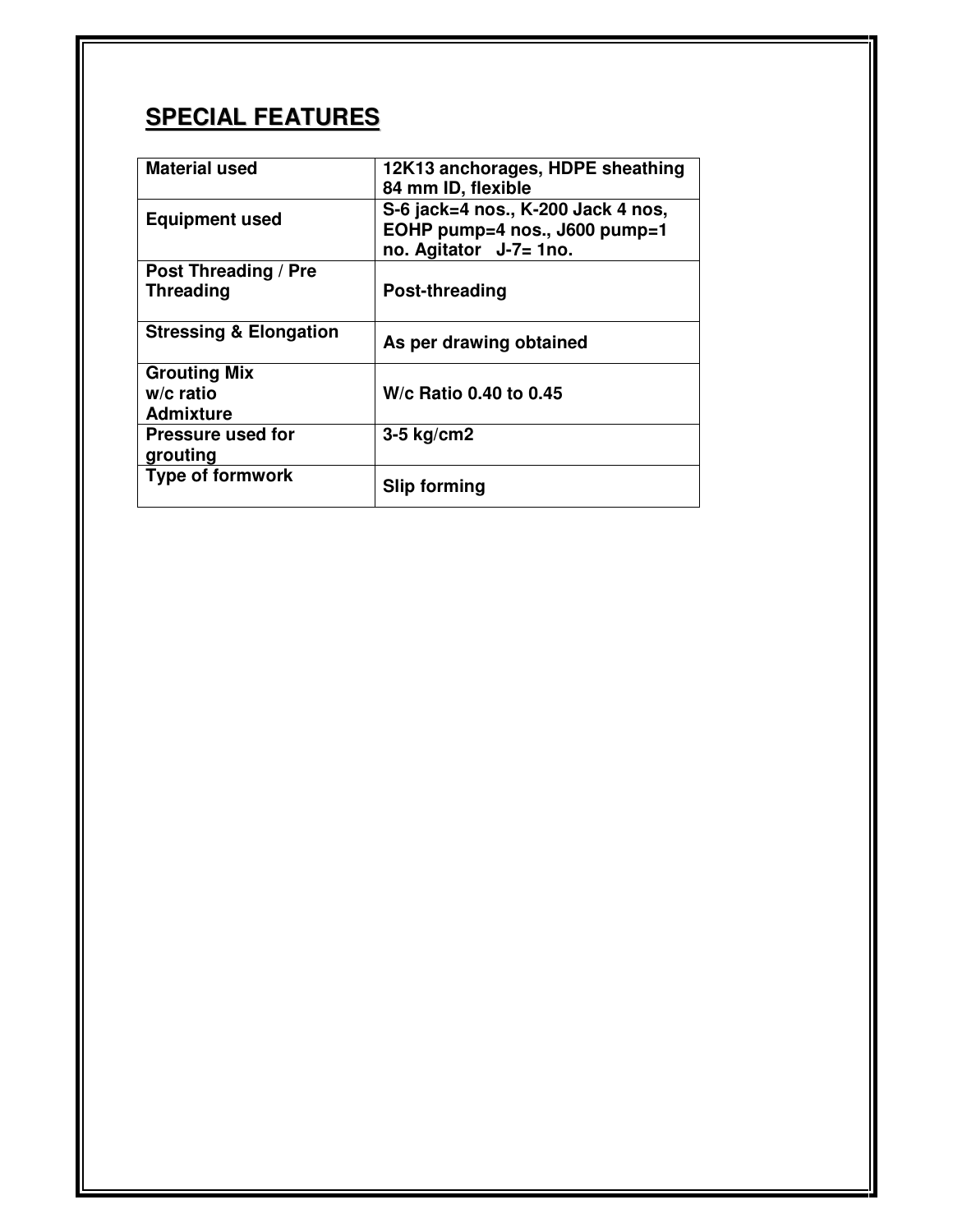## SPECIAL FEATURES

| | |
|---|---|
| **Material used** | **12K13 anchorages, HDPE sheathing 84 mm ID, flexible** |
| **Equipment used** | **S-6 jack=4 nos., K-200 Jack 4 nos, EOHP pump=4 nos., J600 pump=1 no. Agitator J-7= 1no.** |
| **Post Threading / Pre Threading** | **Post-threading** |
| **Stressing & Elongation** | **As per drawing obtained** |
| **Grouting Mix**<br>**w/c ratio**<br>**Admixture** | **W/c Ratio 0.40 to 0.45** |
| **Pressure used for grouting** | **3-5 kg/cm2** |
| **Type of formwork** | **Slip forming** |